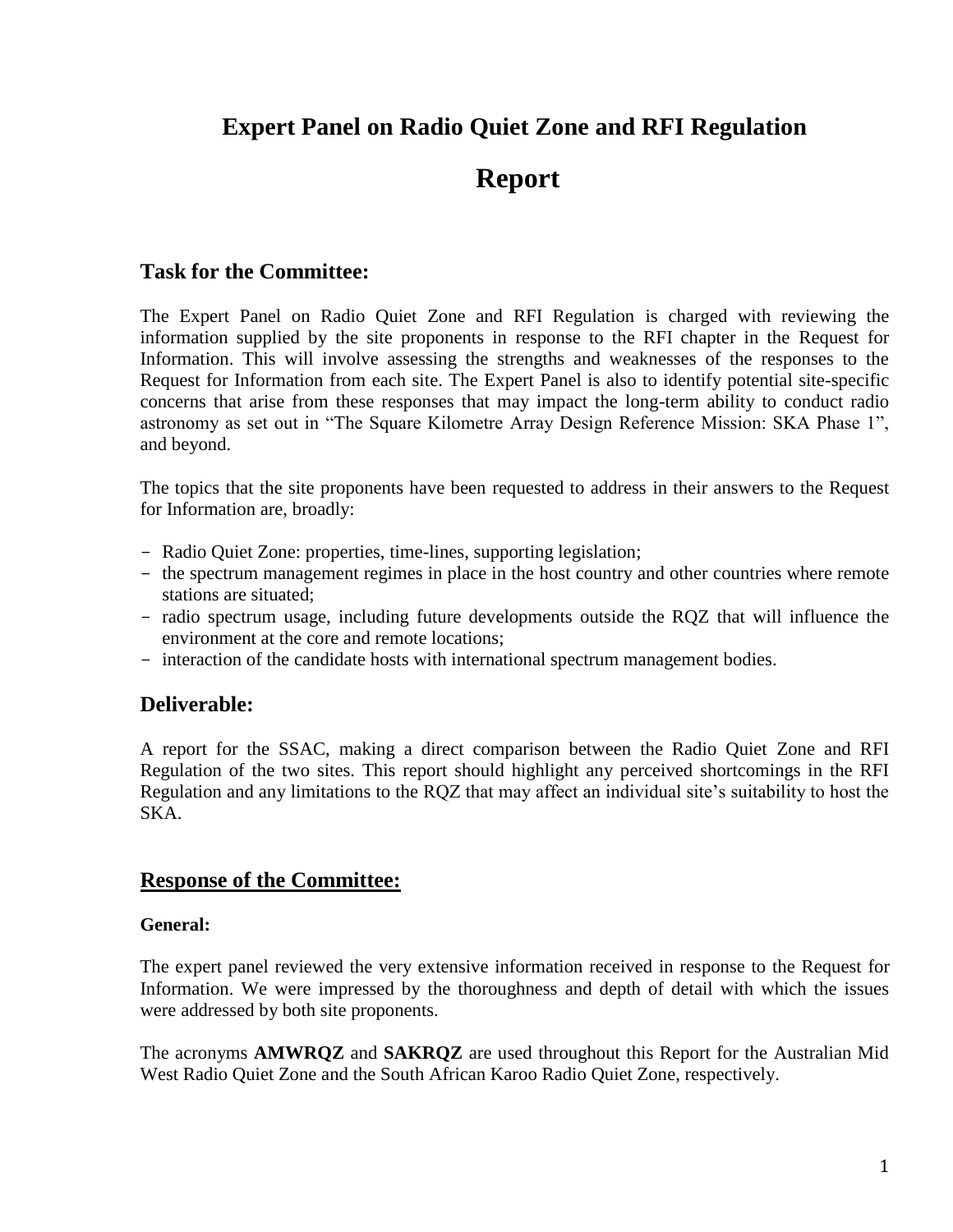# Expert Panel on Radio Quiet Zone and RFI Regulation

# Report

## Task for the Committee:

The Expert Panel on Radio Quiet Zone and RFI Regulation is charged with reviewing the information supplied by the site proponents in response to the RFI chapter in the Request for Information. This will involve assessing the strengths and weaknesses of the responses to the Request for Information from each site. The Expert Panel is also to identify potential site-specific concerns that arise from these responses that may impact the long-term ability to conduct radio astronomy as set out in "The Square Kilometre Array Design Reference Mission: SKA Phase 1", and beyond.

The topics that the site proponents have been requested to address in their answers to the Request for Information are, broadly:

- Radio Quiet Zone: properties, time-lines, supporting legislation;
- the spectrum management regimes in place in the host country and other countries where remote stations are situated;
- radio spectrum usage, including future developments outside the RQZ that will influence the environment at the core and remote locations;
- interaction of the candidate hosts with international spectrum management bodies.

## Deliverable:

A report for the SSAC, making a direct comparison between the Radio Quiet Zone and RFI Regulation of the two sites. This report should highlight any perceived shortcomings in the RFI Regulation and any limitations to the RQZ that may affect an individual site's suitability to host the SKA.

## Response of the Committee:

**General:**

The expert panel reviewed the very extensive information received in response to the Request for Information. We were impressed by the thoroughness and depth of detail with which the issues were addressed by both site proponents.

The acronyms **AMWRQZ** and **SAKRQZ** are used throughout this Report for the Australian Mid West Radio Quiet Zone and the South African Karoo Radio Quiet Zone, respectively.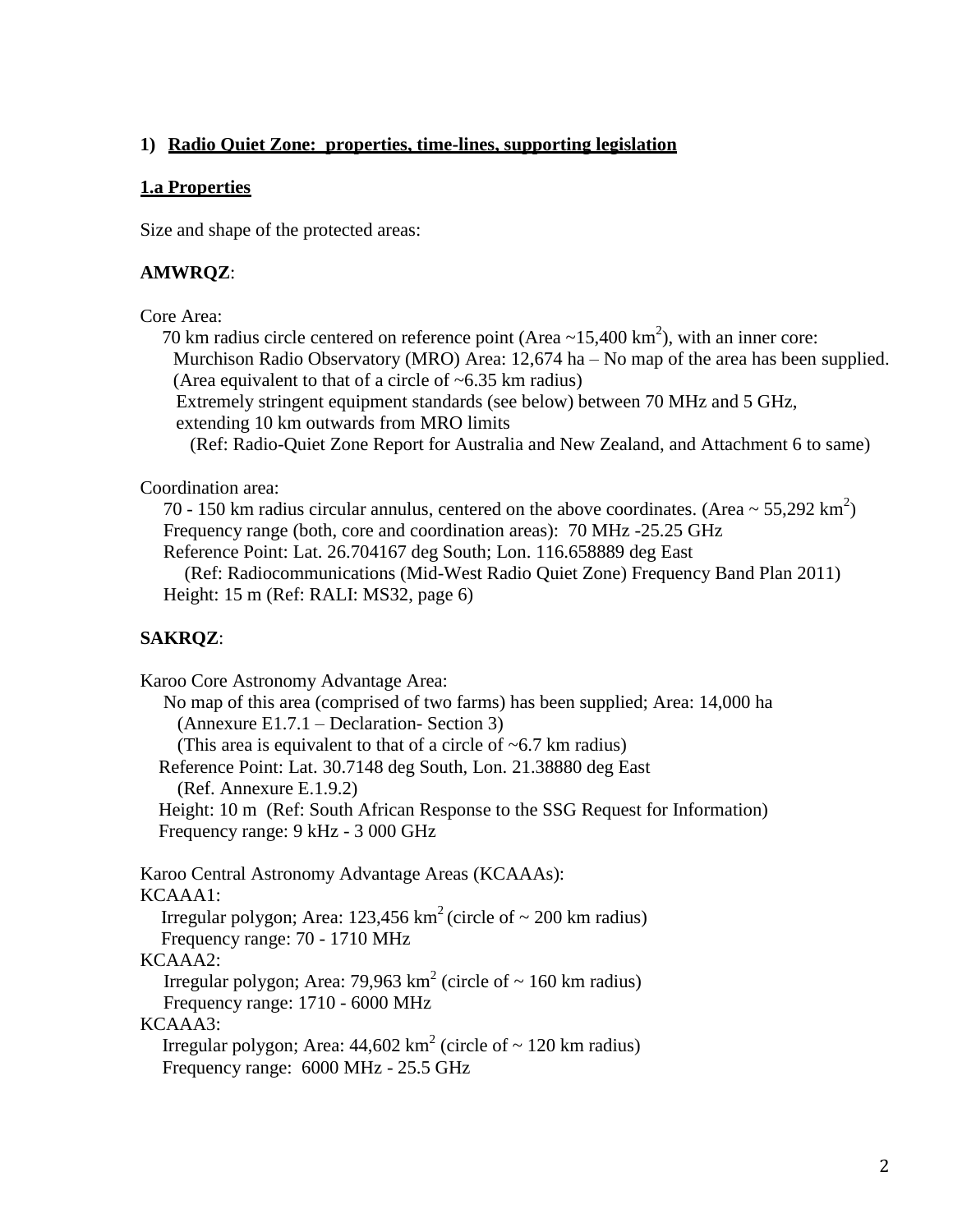## 1) Radio Quiet Zone: properties, time-lines, supporting legislation

### 1.a Properties

Size and shape of the protected areas:

**AMWRQZ**:

Core Area:

70 km radius circle centered on reference point (Area ~15,400 km$^2$), with an inner core:

Murchison Radio Observatory (MRO) Area: 12,674 ha – No map of the area has been supplied.

(Area equivalent to that of a circle of ~6.35 km radius)

Extremely stringent equipment standards (see below) between 70 MHz and 5 GHz, extending 10 km outwards from MRO limits

(Ref: Radio-Quiet Zone Report for Australia and New Zealand, and Attachment 6 to same)

Coordination area:

70 - 150 km radius circular annulus, centered on the above coordinates. (Area ~ 55,292 km$^2$)

Frequency range (both, core and coordination areas): 70 MHz -25.25 GHz

Reference Point: Lat. 26.704167 deg South; Lon. 116.658889 deg East

(Ref: Radiocommunications (Mid-West Radio Quiet Zone) Frequency Band Plan 2011)

Height: 15 m (Ref: RALI: MS32, page 6)

**SAKRQZ**:

Karoo Core Astronomy Advantage Area:

No map of this area (comprised of two farms) has been supplied; Area: 14,000 ha

(Annexure E1.7.1 – Declaration- Section 3)

(This area is equivalent to that of a circle of ~6.7 km radius)

Reference Point: Lat. 30.7148 deg South, Lon. 21.38880 deg East

(Ref. Annexure E.1.9.2)

Height: 10 m (Ref: South African Response to the SSG Request for Information)

Frequency range: 9 kHz - 3 000 GHz

Karoo Central Astronomy Advantage Areas (KCAAAs):

KCAAA1:

Irregular polygon; Area: 123,456 km$^2$ (circle of ~ 200 km radius)

Frequency range: 70 - 1710 MHz

KCAAA2:

Irregular polygon; Area: 79,963 km$^2$ (circle of ~ 160 km radius)

Frequency range: 1710 - 6000 MHz

KCAAA3:

Irregular polygon; Area: 44,602 km$^2$ (circle of ~ 120 km radius)

Frequency range: 6000 MHz - 25.5 GHz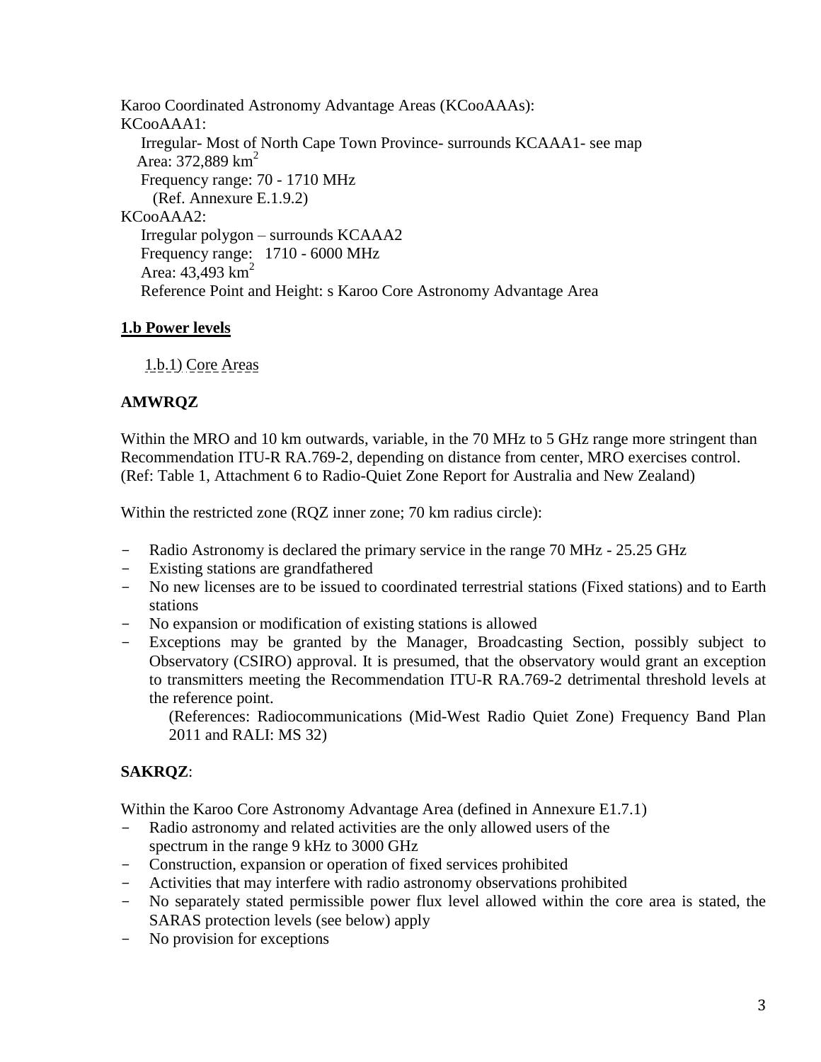Karoo Coordinated Astronomy Advantage Areas (KCooAAAs):

KCooAAA1:

Irregular- Most of North Cape Town Province- surrounds KCAAA1- see map
Area: 372,889 km$^2$
Frequency range: 70 - 1710 MHz
(Ref. Annexure E.1.9.2)

KCooAAA2:

Irregular polygon – surrounds KCAAA2
Frequency range: 1710 - 6000 MHz
Area: 43,493 km$^2$
Reference Point and Height: s Karoo Core Astronomy Advantage Area

## 1.b Power levels

1.b.1) Core Areas

**AMWRQZ**

Within the MRO and 10 km outwards, variable, in the 70 MHz to 5 GHz range more stringent than Recommendation ITU-R RA.769-2, depending on distance from center, MRO exercises control. (Ref: Table 1, Attachment 6 to Radio-Quiet Zone Report for Australia and New Zealand)

Within the restricted zone (RQZ inner zone; 70 km radius circle):

- Radio Astronomy is declared the primary service in the range 70 MHz - 25.25 GHz
- Existing stations are grandfathered
- No new licenses are to be issued to coordinated terrestrial stations (Fixed stations) and to Earth stations
- No expansion or modification of existing stations is allowed
- Exceptions may be granted by the Manager, Broadcasting Section, possibly subject to Observatory (CSIRO) approval. It is presumed, that the observatory would grant an exception to transmitters meeting the Recommendation ITU-R RA.769-2 detrimental threshold levels at the reference point.

  (References: Radiocommunications (Mid-West Radio Quiet Zone) Frequency Band Plan 2011 and RALI: MS 32)

**SAKRQZ**:

Within the Karoo Core Astronomy Advantage Area (defined in Annexure E1.7.1)

- Radio astronomy and related activities are the only allowed users of the spectrum in the range 9 kHz to 3000 GHz
- Construction, expansion or operation of fixed services prohibited
- Activities that may interfere with radio astronomy observations prohibited
- No separately stated permissible power flux level allowed within the core area is stated, the SARAS protection levels (see below) apply
- No provision for exceptions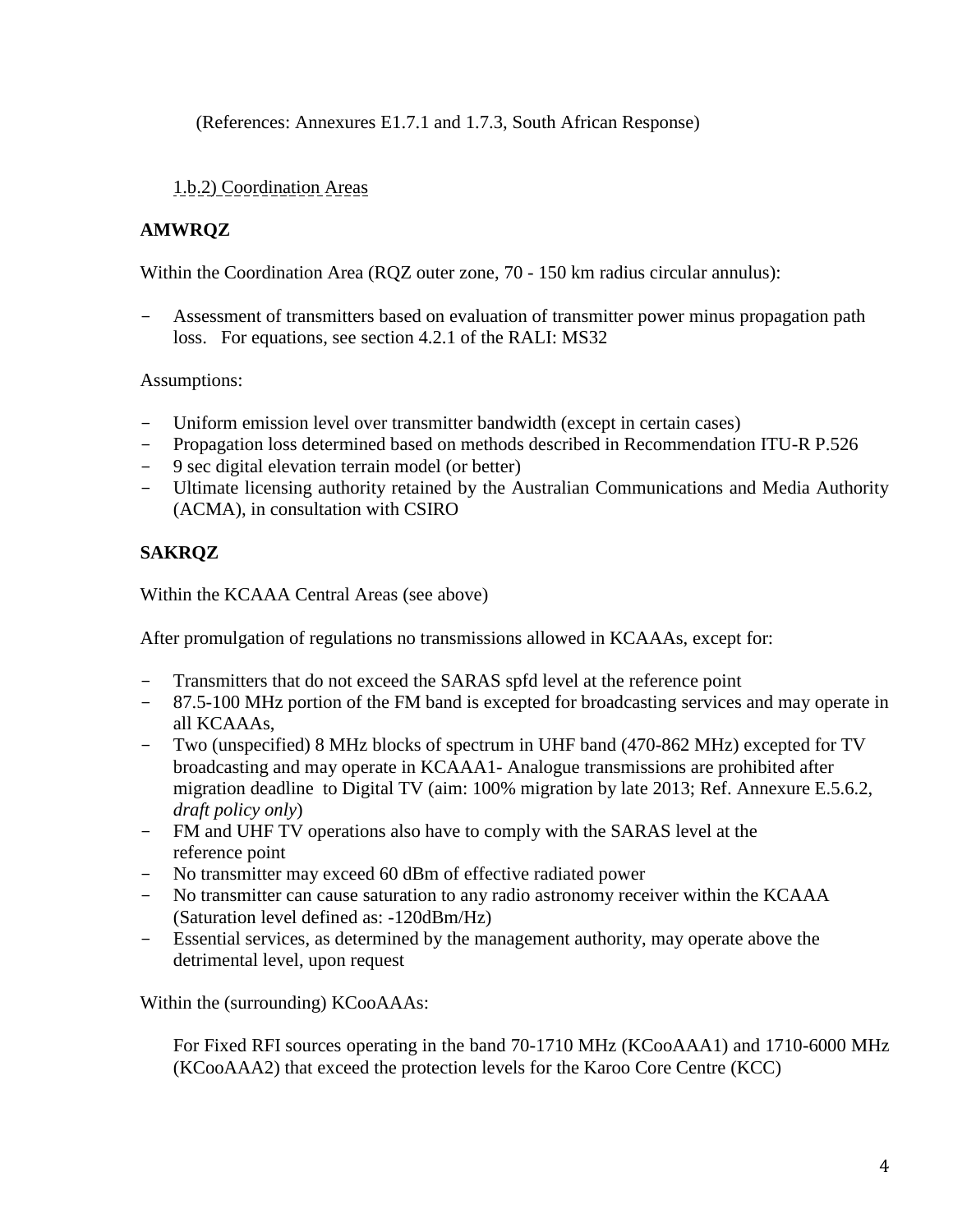(References: Annexures E1.7.1 and 1.7.3, South African Response)

1.b.2) Coordination Areas

**AMWRQZ**

Within the Coordination Area (RQZ outer zone, 70 - 150 km radius circular annulus):

- Assessment of transmitters based on evaluation of transmitter power minus propagation path loss. For equations, see section 4.2.1 of the RALI: MS32

Assumptions:

- Uniform emission level over transmitter bandwidth (except in certain cases)
- Propagation loss determined based on methods described in Recommendation ITU-R P.526
- 9 sec digital elevation terrain model (or better)
- Ultimate licensing authority retained by the Australian Communications and Media Authority (ACMA), in consultation with CSIRO

**SAKRQZ**

Within the KCAAA Central Areas (see above)

After promulgation of regulations no transmissions allowed in KCAAAs, except for:

- Transmitters that do not exceed the SARAS spfd level at the reference point
- 87.5-100 MHz portion of the FM band is excepted for broadcasting services and may operate in all KCAAAs,
- Two (unspecified) 8 MHz blocks of spectrum in UHF band (470-862 MHz) excepted for TV broadcasting and may operate in KCAAA1- Analogue transmissions are prohibited after migration deadline to Digital TV (aim: 100% migration by late 2013; Ref. Annexure E.5.6.2, *draft policy only*)
- FM and UHF TV operations also have to comply with the SARAS level at the reference point
- No transmitter may exceed 60 dBm of effective radiated power
- No transmitter can cause saturation to any radio astronomy receiver within the KCAAA (Saturation level defined as: -120dBm/Hz)
- Essential services, as determined by the management authority, may operate above the detrimental level, upon request

Within the (surrounding) KCooAAAs:

For Fixed RFI sources operating in the band 70-1710 MHz (KCooAAA1) and 1710-6000 MHz (KCooAAA2) that exceed the protection levels for the Karoo Core Centre (KCC)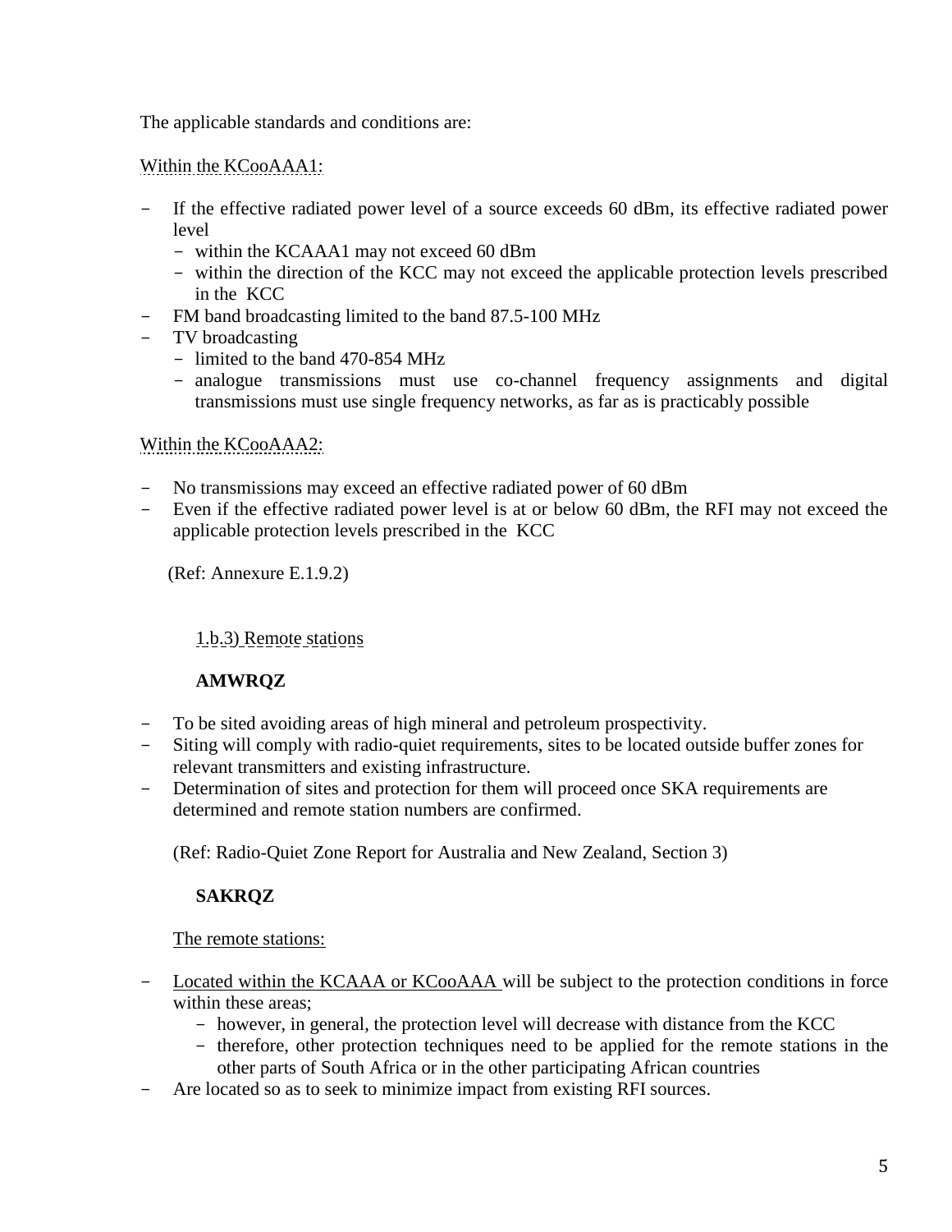The applicable standards and conditions are:

Within the KCooAAA1:

- If the effective radiated power level of a source exceeds 60 dBm, its effective radiated power level
  - within the KCAAA1 may not exceed 60 dBm
  - within the direction of the KCC may not exceed the applicable protection levels prescribed in the KCC
- FM band broadcasting limited to the band 87.5-100 MHz
- TV broadcasting
  - limited to the band 470-854 MHz
  - analogue transmissions must use co-channel frequency assignments and digital transmissions must use single frequency networks, as far as is practicably possible

Within the KCooAAA2:

- No transmissions may exceed an effective radiated power of 60 dBm
- Even if the effective radiated power level is at or below 60 dBm, the RFI may not exceed the applicable protection levels prescribed in the KCC

(Ref: Annexure E.1.9.2)

1.b.3) Remote stations

**AMWRQZ**

- To be sited avoiding areas of high mineral and petroleum prospectivity.
- Siting will comply with radio-quiet requirements, sites to be located outside buffer zones for relevant transmitters and existing infrastructure.
- Determination of sites and protection for them will proceed once SKA requirements are determined and remote station numbers are confirmed.

(Ref: Radio-Quiet Zone Report for Australia and New Zealand, Section 3)

**SAKRQZ**

The remote stations:

- Located within the KCAAA or KCooAAA will be subject to the protection conditions in force within these areas;
  - however, in general, the protection level will decrease with distance from the KCC
  - therefore, other protection techniques need to be applied for the remote stations in the other parts of South Africa or in the other participating African countries
- Are located so as to seek to minimize impact from existing RFI sources.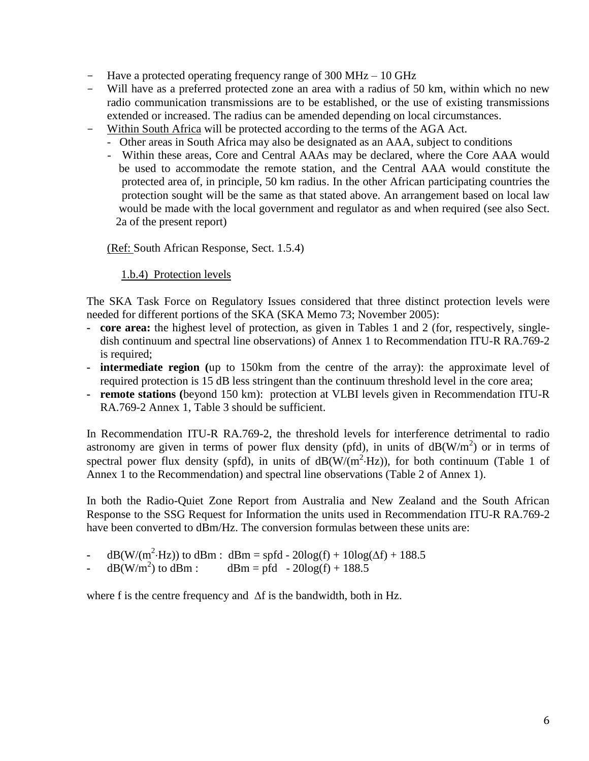- Have a protected operating frequency range of 300 MHz – 10 GHz
- Will have as a preferred protected zone an area with a radius of 50 km, within which no new radio communication transmissions are to be established, or the use of existing transmissions extended or increased. The radius can be amended depending on local circumstances.
- Within South Africa will be protected according to the terms of the AGA Act.
  - Other areas in South Africa may also be designated as an AAA, subject to conditions
  - Within these areas, Core and Central AAAs may be declared, where the Core AAA would be used to accommodate the remote station, and the Central AAA would constitute the protected area of, in principle, 50 km radius. In the other African participating countries the protection sought will be the same as that stated above. An arrangement based on local law would be made with the local government and regulator as and when required (see also Sect. 2a of the present report)

(Ref: South African Response, Sect. 1.5.4)

#### 1.b.4) Protection levels

The SKA Task Force on Regulatory Issues considered that three distinct protection levels were needed for different portions of the SKA (SKA Memo 73; November 2005):

- **core area:** the highest level of protection, as given in Tables 1 and 2 (for, respectively, single-dish continuum and spectral line observations) of Annex 1 to Recommendation ITU-R RA.769-2 is required;
- **intermediate region (**up to 150km from the centre of the array): the approximate level of required protection is 15 dB less stringent than the continuum threshold level in the core area;
- **remote stations (**beyond 150 km): protection at VLBI levels given in Recommendation ITU-R RA.769-2 Annex 1, Table 3 should be sufficient.

In Recommendation ITU-R RA.769-2, the threshold levels for interference detrimental to radio astronomy are given in terms of power flux density (pfd), in units of $dB(W/m^2)$ or in terms of spectral power flux density (spfd), in units of $dB(W/(m^2 \cdot Hz))$, for both continuum (Table 1 of Annex 1 to the Recommendation) and spectral line observations (Table 2 of Annex 1).

In both the Radio-Quiet Zone Report from Australia and New Zealand and the South African Response to the SSG Request for Information the units used in Recommendation ITU-R RA.769-2 have been converted to dBm/Hz. The conversion formulas between these units are:

- $dB(W/(m^2 \cdot Hz))$ to dBm : $\text{dBm} = \text{spfd} - 20\log(f) + 10\log(\Delta f) + 188.5$
- $dB(W/m^2)$ to dBm : $\text{dBm} = \text{pfd} - 20\log(f) + 188.5$

where f is the centre frequency and $\Delta f$ is the bandwidth, both in Hz.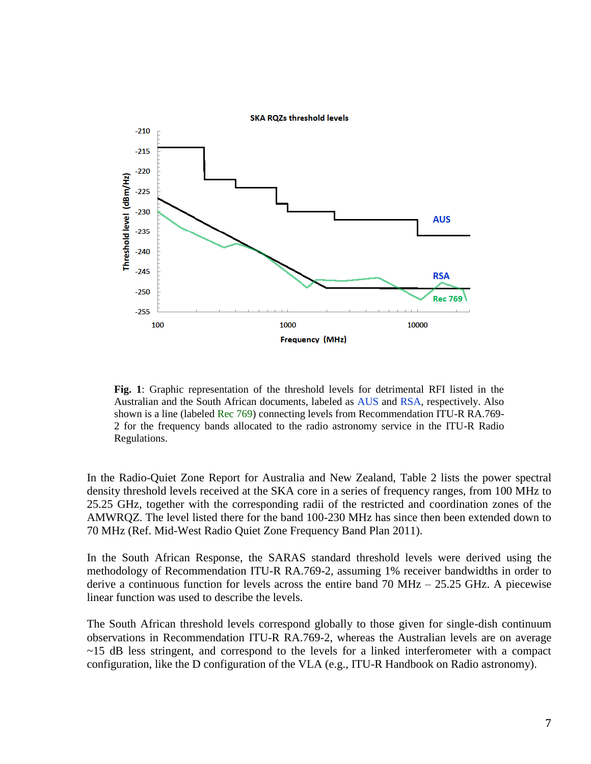**Fig. 1**: Graphic representation of the threshold levels for detrimental RFI listed in the Australian and the South African documents, labeled as AUS and RSA, respectively. Also shown is a line (labeled Rec 769) connecting levels from Recommendation ITU-R RA.769-2 for the frequency bands allocated to the radio astronomy service in the ITU-R Radio Regulations.

In the Radio-Quiet Zone Report for Australia and New Zealand, Table 2 lists the power spectral density threshold levels received at the SKA core in a series of frequency ranges, from 100 MHz to 25.25 GHz, together with the corresponding radii of the restricted and coordination zones of the AMWRQZ. The level listed there for the band 100-230 MHz has since then been extended down to 70 MHz (Ref. Mid-West Radio Quiet Zone Frequency Band Plan 2011).

In the South African Response, the SARAS standard threshold levels were derived using the methodology of Recommendation ITU-R RA.769-2, assuming 1% receiver bandwidths in order to derive a continuous function for levels across the entire band 70 MHz – 25.25 GHz. A piecewise linear function was used to describe the levels.

The South African threshold levels correspond globally to those given for single-dish continuum observations in Recommendation ITU-R RA.769-2, whereas the Australian levels are on average ~15 dB less stringent, and correspond to the levels for a linked interferometer with a compact configuration, like the D configuration of the VLA (e.g., ITU-R Handbook on Radio astronomy).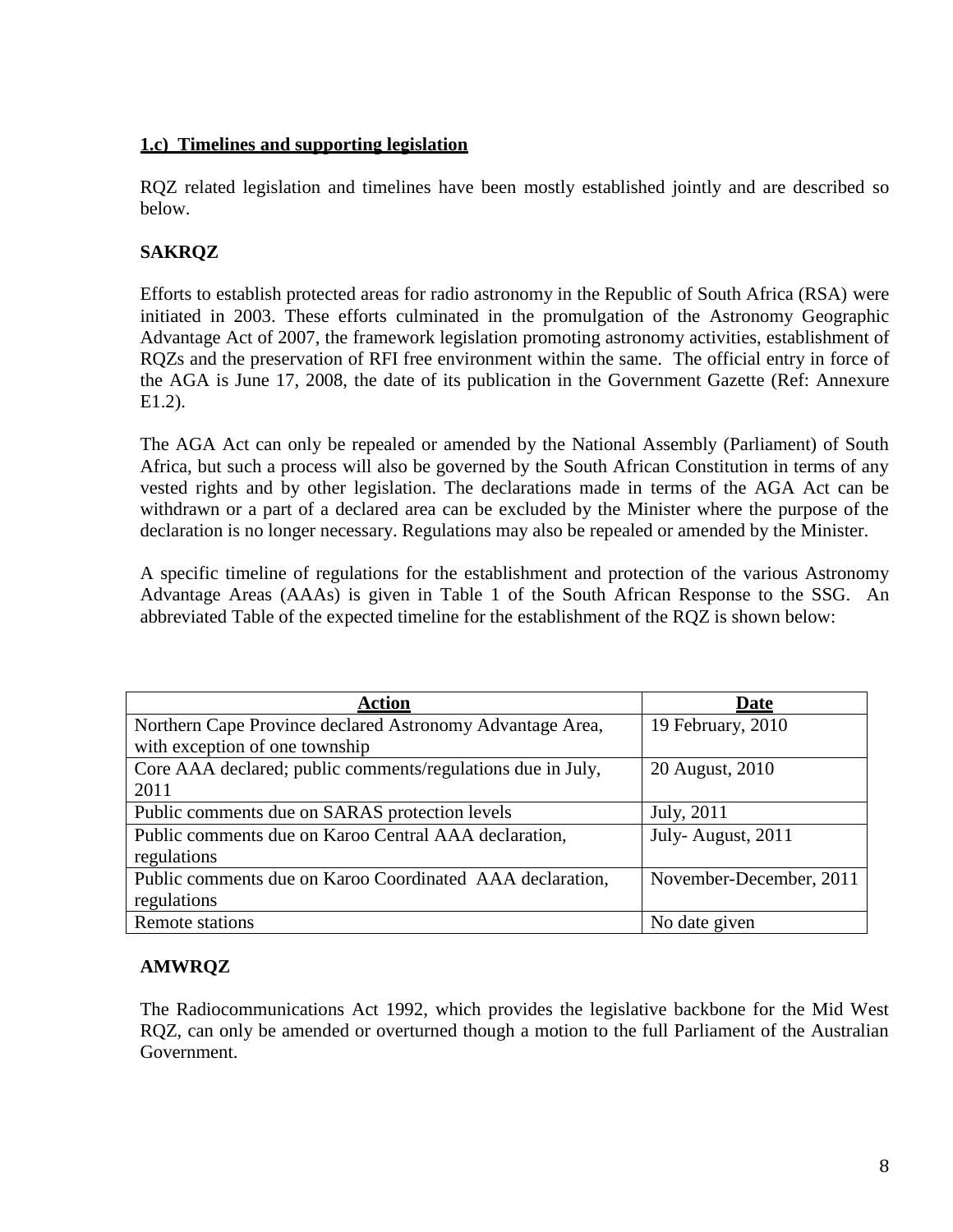### 1.c) Timelines and supporting legislation

RQZ related legislation and timelines have been mostly established jointly and are described so below.

**SAKRQZ**

Efforts to establish protected areas for radio astronomy in the Republic of South Africa (RSA) were initiated in 2003. These efforts culminated in the promulgation of the Astronomy Geographic Advantage Act of 2007, the framework legislation promoting astronomy activities, establishment of RQZs and the preservation of RFI free environment within the same. The official entry in force of the AGA is June 17, 2008, the date of its publication in the Government Gazette (Ref: Annexure E1.2).

The AGA Act can only be repealed or amended by the National Assembly (Parliament) of South Africa, but such a process will also be governed by the South African Constitution in terms of any vested rights and by other legislation. The declarations made in terms of the AGA Act can be withdrawn or a part of a declared area can be excluded by the Minister where the purpose of the declaration is no longer necessary. Regulations may also be repealed or amended by the Minister.

A specific timeline of regulations for the establishment and protection of the various Astronomy Advantage Areas (AAAs) is given in Table 1 of the South African Response to the SSG. An abbreviated Table of the expected timeline for the establishment of the RQZ is shown below:

| Action | Date |
|---|---|
| Northern Cape Province declared Astronomy Advantage Area, with exception of one township | 19 February, 2010 |
| Core AAA declared; public comments/regulations due in July, 2011 | 20 August, 2010 |
| Public comments due on SARAS protection levels | July, 2011 |
| Public comments due on Karoo Central AAA declaration, regulations | July- August, 2011 |
| Public comments due on Karoo Coordinated AAA declaration, regulations | November-December, 2011 |
| Remote stations | No date given |

**AMWRQZ**

The Radiocommunications Act 1992, which provides the legislative backbone for the Mid West RQZ, can only be amended or overturned though a motion to the full Parliament of the Australian Government.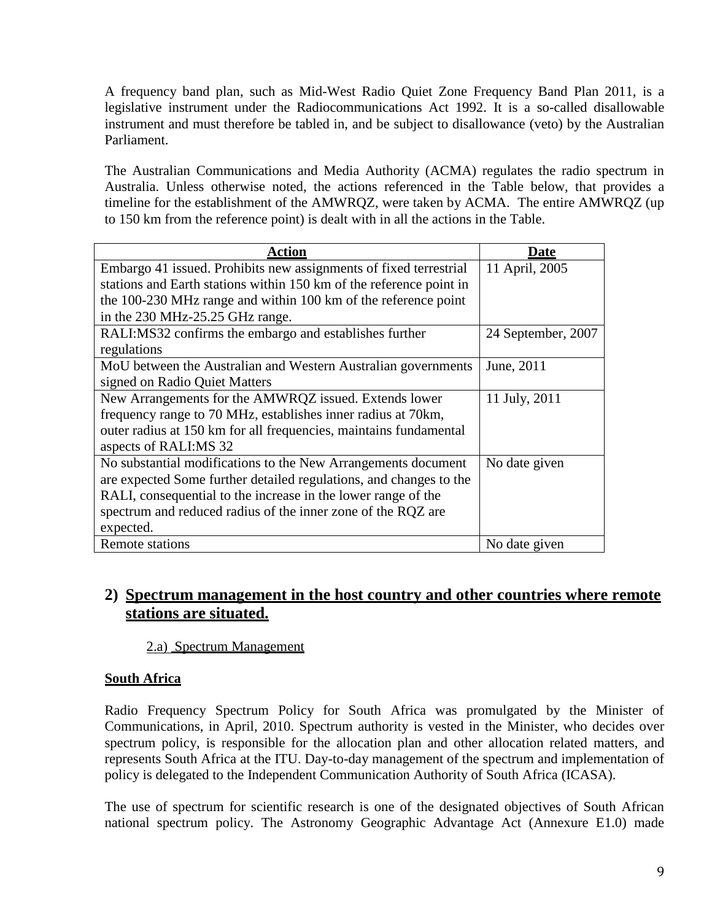A frequency band plan, such as Mid-West Radio Quiet Zone Frequency Band Plan 2011, is a legislative instrument under the Radiocommunications Act 1992. It is a so-called disallowable instrument and must therefore be tabled in, and be subject to disallowance (veto) by the Australian Parliament.

The Australian Communications and Media Authority (ACMA) regulates the radio spectrum in Australia. Unless otherwise noted, the actions referenced in the Table below, that provides a timeline for the establishment of the AMWRQZ, were taken by ACMA. The entire AMWRQZ (up to 150 km from the reference point) is dealt with in all the actions in the Table.

| Action | Date |
|---|---|
| Embargo 41 issued. Prohibits new assignments of fixed terrestrial stations and Earth stations within 150 km of the reference point in the 100-230 MHz range and within 100 km of the reference point in the 230 MHz-25.25 GHz range. | 11 April, 2005 |
| RALI:MS32 confirms the embargo and establishes further regulations | 24 September, 2007 |
| MoU between the Australian and Western Australian governments signed on Radio Quiet Matters | June, 2011 |
| New Arrangements for the AMWRQZ issued. Extends lower frequency range to 70 MHz, establishes inner radius at 70km, outer radius at 150 km for all frequencies, maintains fundamental aspects of RALI:MS 32 | 11 July, 2011 |
| No substantial modifications to the New Arrangements document are expected Some further detailed regulations, and changes to the RALI, consequential to the increase in the lower range of the spectrum and reduced radius of the inner zone of the RQZ are expected. | No date given |
| Remote stations | No date given |

## 2) Spectrum management in the host country and other countries where remote stations are situated.

### 2.a) Spectrum Management

**South Africa**

Radio Frequency Spectrum Policy for South Africa was promulgated by the Minister of Communications, in April, 2010. Spectrum authority is vested in the Minister, who decides over spectrum policy, is responsible for the allocation plan and other allocation related matters, and represents South Africa at the ITU. Day-to-day management of the spectrum and implementation of policy is delegated to the Independent Communication Authority of South Africa (ICASA).

The use of spectrum for scientific research is one of the designated objectives of South African national spectrum policy. The Astronomy Geographic Advantage Act (Annexure E1.0) made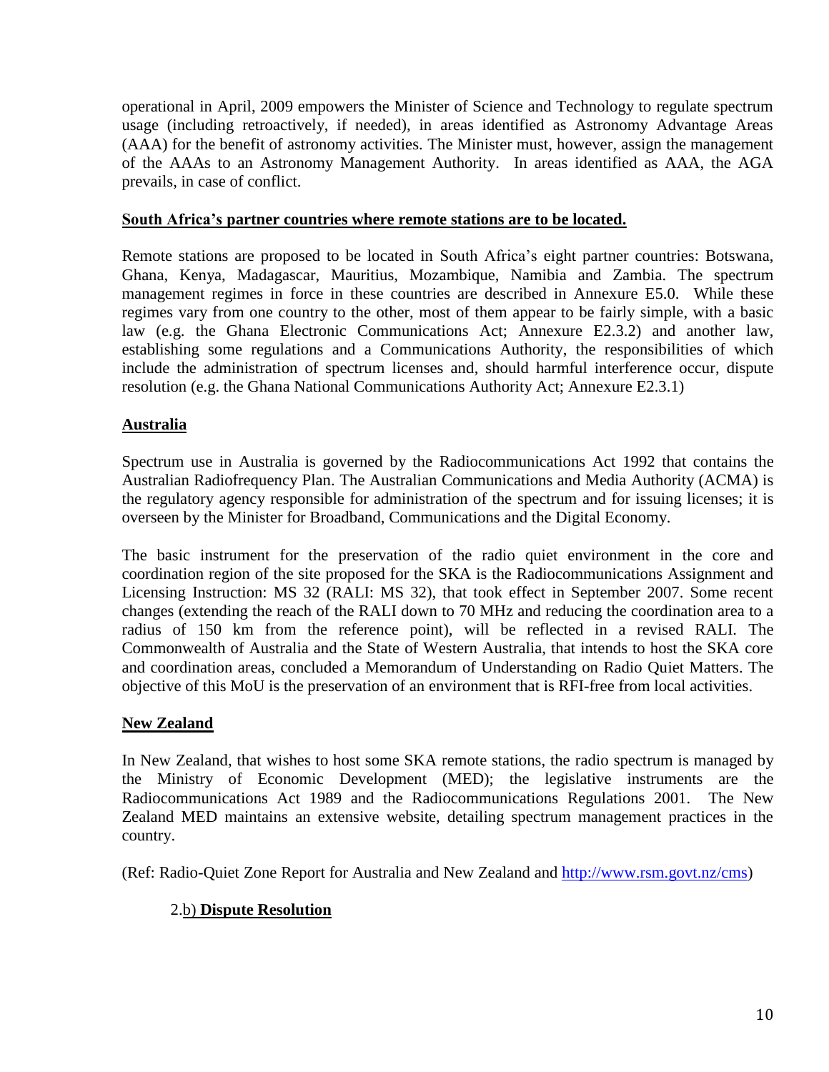operational in April, 2009 empowers the Minister of Science and Technology to regulate spectrum usage (including retroactively, if needed), in areas identified as Astronomy Advantage Areas (AAA) for the benefit of astronomy activities. The Minister must, however, assign the management of the AAAs to an Astronomy Management Authority. In areas identified as AAA, the AGA prevails, in case of conflict.

**South Africa's partner countries where remote stations are to be located.**

Remote stations are proposed to be located in South Africa's eight partner countries: Botswana, Ghana, Kenya, Madagascar, Mauritius, Mozambique, Namibia and Zambia. The spectrum management regimes in force in these countries are described in Annexure E5.0. While these regimes vary from one country to the other, most of them appear to be fairly simple, with a basic law (e.g. the Ghana Electronic Communications Act; Annexure E2.3.2) and another law, establishing some regulations and a Communications Authority, the responsibilities of which include the administration of spectrum licenses and, should harmful interference occur, dispute resolution (e.g. the Ghana National Communications Authority Act; Annexure E2.3.1)

**Australia**

Spectrum use in Australia is governed by the Radiocommunications Act 1992 that contains the Australian Radiofrequency Plan. The Australian Communications and Media Authority (ACMA) is the regulatory agency responsible for administration of the spectrum and for issuing licenses; it is overseen by the Minister for Broadband, Communications and the Digital Economy.

The basic instrument for the preservation of the radio quiet environment in the core and coordination region of the site proposed for the SKA is the Radiocommunications Assignment and Licensing Instruction: MS 32 (RALI: MS 32), that took effect in September 2007. Some recent changes (extending the reach of the RALI down to 70 MHz and reducing the coordination area to a radius of 150 km from the reference point), will be reflected in a revised RALI. The Commonwealth of Australia and the State of Western Australia, that intends to host the SKA core and coordination areas, concluded a Memorandum of Understanding on Radio Quiet Matters. The objective of this MoU is the preservation of an environment that is RFI-free from local activities.

**New Zealand**

In New Zealand, that wishes to host some SKA remote stations, the radio spectrum is managed by the Ministry of Economic Development (MED); the legislative instruments are the Radiocommunications Act 1989 and the Radiocommunications Regulations 2001. The New Zealand MED maintains an extensive website, detailing spectrum management practices in the country.

(Ref: Radio-Quiet Zone Report for Australia and New Zealand and http://www.rsm.govt.nz/cms)

## 2.b) Dispute Resolution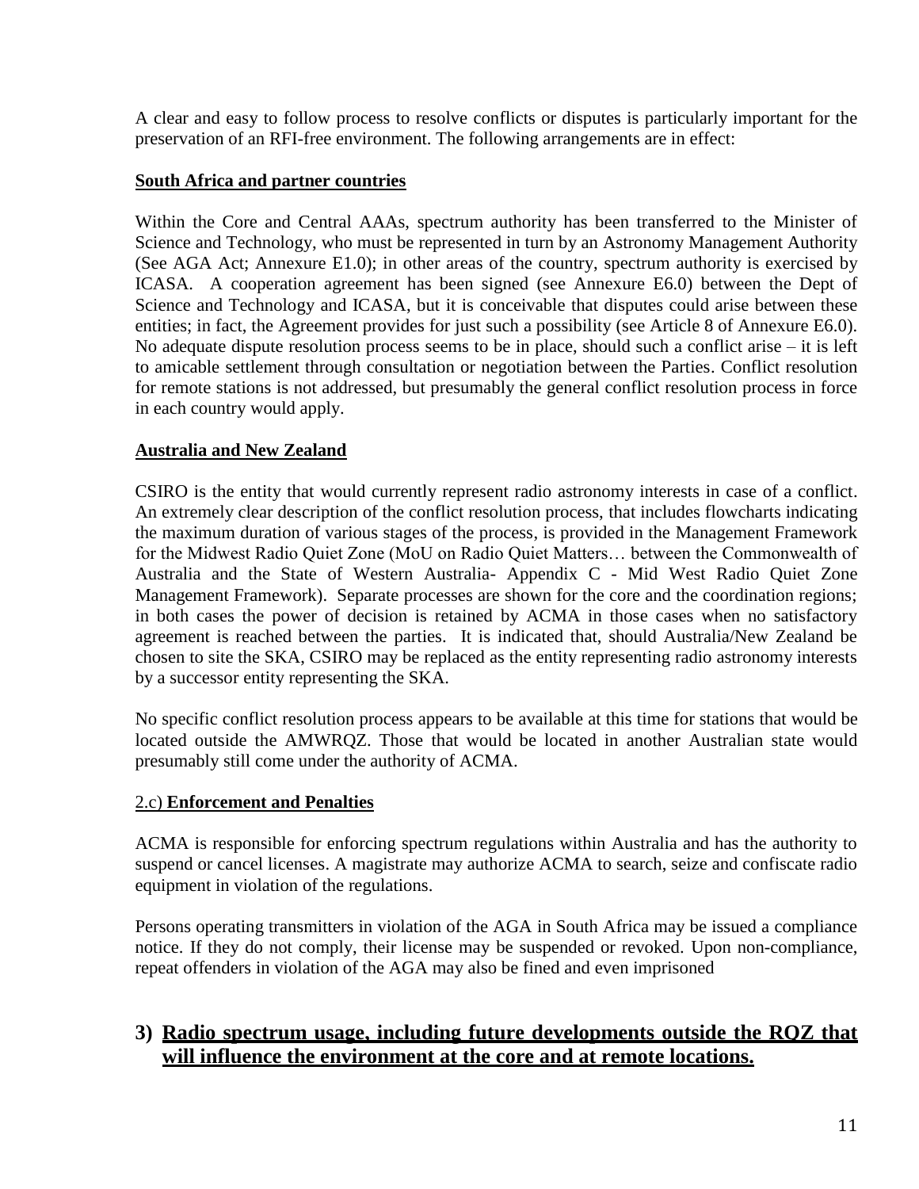A clear and easy to follow process to resolve conflicts or disputes is particularly important for the preservation of an RFI-free environment. The following arrangements are in effect:

**South Africa and partner countries**

Within the Core and Central AAAs, spectrum authority has been transferred to the Minister of Science and Technology, who must be represented in turn by an Astronomy Management Authority (See AGA Act; Annexure E1.0); in other areas of the country, spectrum authority is exercised by ICASA. A cooperation agreement has been signed (see Annexure E6.0) between the Dept of Science and Technology and ICASA, but it is conceivable that disputes could arise between these entities; in fact, the Agreement provides for just such a possibility (see Article 8 of Annexure E6.0). No adequate dispute resolution process seems to be in place, should such a conflict arise – it is left to amicable settlement through consultation or negotiation between the Parties. Conflict resolution for remote stations is not addressed, but presumably the general conflict resolution process in force in each country would apply.

**Australia and New Zealand**

CSIRO is the entity that would currently represent radio astronomy interests in case of a conflict. An extremely clear description of the conflict resolution process, that includes flowcharts indicating the maximum duration of various stages of the process, is provided in the Management Framework for the Midwest Radio Quiet Zone (MoU on Radio Quiet Matters… between the Commonwealth of Australia and the State of Western Australia- Appendix C - Mid West Radio Quiet Zone Management Framework). Separate processes are shown for the core and the coordination regions; in both cases the power of decision is retained by ACMA in those cases when no satisfactory agreement is reached between the parties. It is indicated that, should Australia/New Zealand be chosen to site the SKA, CSIRO may be replaced as the entity representing radio astronomy interests by a successor entity representing the SKA.

No specific conflict resolution process appears to be available at this time for stations that would be located outside the AMWRQZ. Those that would be located in another Australian state would presumably still come under the authority of ACMA.

### 2.c) **Enforcement and Penalties**

ACMA is responsible for enforcing spectrum regulations within Australia and has the authority to suspend or cancel licenses. A magistrate may authorize ACMA to search, seize and confiscate radio equipment in violation of the regulations.

Persons operating transmitters in violation of the AGA in South Africa may be issued a compliance notice. If they do not comply, their license may be suspended or revoked. Upon non-compliance, repeat offenders in violation of the AGA may also be fined and even imprisoned

## 3) Radio spectrum usage, including future developments outside the RQZ that will influence the environment at the core and at remote locations.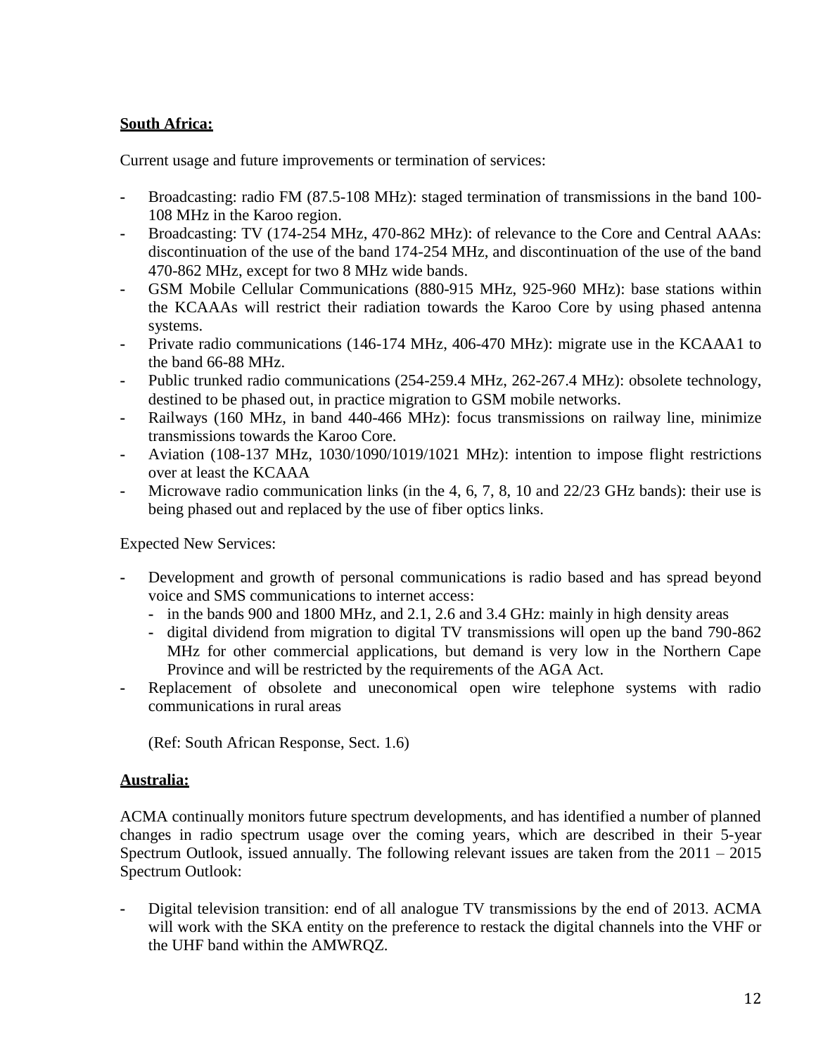**South Africa:**

Current usage and future improvements or termination of services:

- Broadcasting: radio FM (87.5-108 MHz): staged termination of transmissions in the band 100-108 MHz in the Karoo region.
- Broadcasting: TV (174-254 MHz, 470-862 MHz): of relevance to the Core and Central AAAs: discontinuation of the use of the band 174-254 MHz, and discontinuation of the use of the band 470-862 MHz, except for two 8 MHz wide bands.
- GSM Mobile Cellular Communications (880-915 MHz, 925-960 MHz): base stations within the KCAAAs will restrict their radiation towards the Karoo Core by using phased antenna systems.
- Private radio communications (146-174 MHz, 406-470 MHz): migrate use in the KCAAA1 to the band 66-88 MHz.
- Public trunked radio communications (254-259.4 MHz, 262-267.4 MHz): obsolete technology, destined to be phased out, in practice migration to GSM mobile networks.
- Railways (160 MHz, in band 440-466 MHz): focus transmissions on railway line, minimize transmissions towards the Karoo Core.
- Aviation (108-137 MHz, 1030/1090/1019/1021 MHz): intention to impose flight restrictions over at least the KCAAA
- Microwave radio communication links (in the 4, 6, 7, 8, 10 and 22/23 GHz bands): their use is being phased out and replaced by the use of fiber optics links.

Expected New Services:

- Development and growth of personal communications is radio based and has spread beyond voice and SMS communications to internet access:
  - in the bands 900 and 1800 MHz, and 2.1, 2.6 and 3.4 GHz: mainly in high density areas
  - digital dividend from migration to digital TV transmissions will open up the band 790-862 MHz for other commercial applications, but demand is very low in the Northern Cape Province and will be restricted by the requirements of the AGA Act.
- Replacement of obsolete and uneconomical open wire telephone systems with radio communications in rural areas

  (Ref: South African Response, Sect. 1.6)

**Australia:**

ACMA continually monitors future spectrum developments, and has identified a number of planned changes in radio spectrum usage over the coming years, which are described in their 5-year Spectrum Outlook, issued annually. The following relevant issues are taken from the 2011 – 2015 Spectrum Outlook:

- Digital television transition: end of all analogue TV transmissions by the end of 2013. ACMA will work with the SKA entity on the preference to restack the digital channels into the VHF or the UHF band within the AMWRQZ.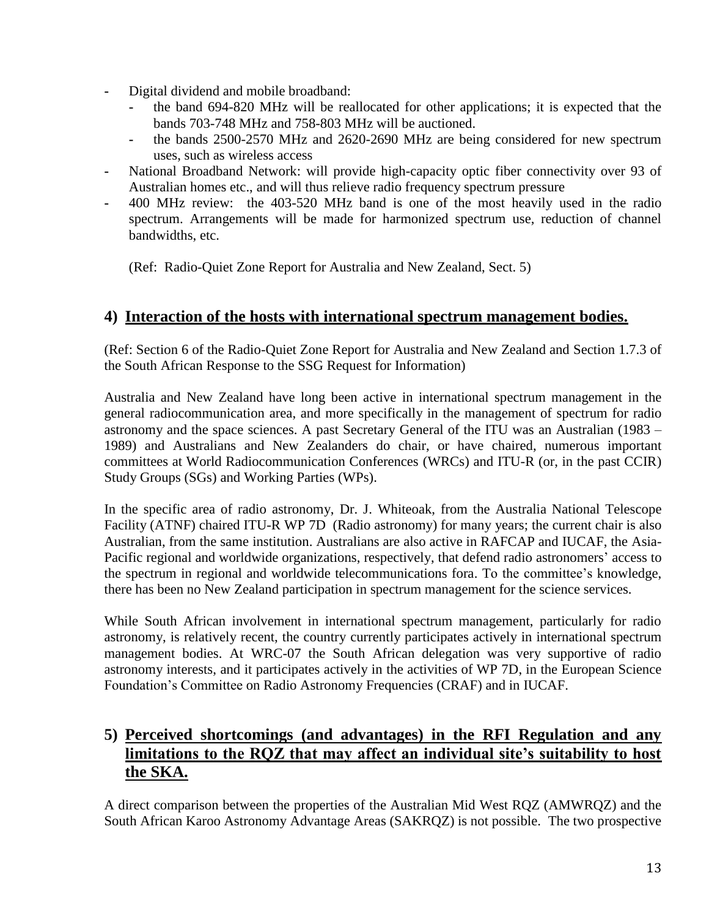- Digital dividend and mobile broadband:
  - the band 694-820 MHz will be reallocated for other applications; it is expected that the bands 703-748 MHz and 758-803 MHz will be auctioned.
  - the bands 2500-2570 MHz and 2620-2690 MHz are being considered for new spectrum uses, such as wireless access
- National Broadband Network: will provide high-capacity optic fiber connectivity over 93 of Australian homes etc., and will thus relieve radio frequency spectrum pressure
- 400 MHz review: the 403-520 MHz band is one of the most heavily used in the radio spectrum. Arrangements will be made for harmonized spectrum use, reduction of channel bandwidths, etc.

  (Ref: Radio-Quiet Zone Report for Australia and New Zealand, Sect. 5)

## 4) Interaction of the hosts with international spectrum management bodies.

(Ref: Section 6 of the Radio-Quiet Zone Report for Australia and New Zealand and Section 1.7.3 of the South African Response to the SSG Request for Information)

Australia and New Zealand have long been active in international spectrum management in the general radiocommunication area, and more specifically in the management of spectrum for radio astronomy and the space sciences. A past Secretary General of the ITU was an Australian (1983 – 1989) and Australians and New Zealanders do chair, or have chaired, numerous important committees at World Radiocommunication Conferences (WRCs) and ITU-R (or, in the past CCIR) Study Groups (SGs) and Working Parties (WPs).

In the specific area of radio astronomy, Dr. J. Whiteoak, from the Australia National Telescope Facility (ATNF) chaired ITU-R WP 7D (Radio astronomy) for many years; the current chair is also Australian, from the same institution. Australians are also active in RAFCAP and IUCAF, the Asia-Pacific regional and worldwide organizations, respectively, that defend radio astronomers' access to the spectrum in regional and worldwide telecommunications fora. To the committee's knowledge, there has been no New Zealand participation in spectrum management for the science services.

While South African involvement in international spectrum management, particularly for radio astronomy, is relatively recent, the country currently participates actively in international spectrum management bodies. At WRC-07 the South African delegation was very supportive of radio astronomy interests, and it participates actively in the activities of WP 7D, in the European Science Foundation's Committee on Radio Astronomy Frequencies (CRAF) and in IUCAF.

## 5) Perceived shortcomings (and advantages) in the RFI Regulation and any limitations to the RQZ that may affect an individual site's suitability to host the SKA.

A direct comparison between the properties of the Australian Mid West RQZ (AMWRQZ) and the South African Karoo Astronomy Advantage Areas (SAKRQZ) is not possible. The two prospective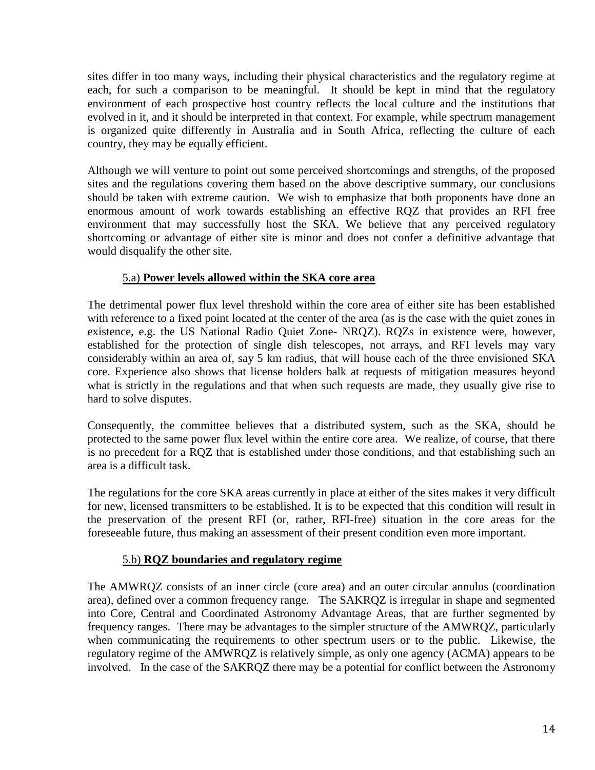sites differ in too many ways, including their physical characteristics and the regulatory regime at each, for such a comparison to be meaningful. It should be kept in mind that the regulatory environment of each prospective host country reflects the local culture and the institutions that evolved in it, and it should be interpreted in that context. For example, while spectrum management is organized quite differently in Australia and in South Africa, reflecting the culture of each country, they may be equally efficient.

Although we will venture to point out some perceived shortcomings and strengths, of the proposed sites and the regulations covering them based on the above descriptive summary, our conclusions should be taken with extreme caution. We wish to emphasize that both proponents have done an enormous amount of work towards establishing an effective RQZ that provides an RFI free environment that may successfully host the SKA. We believe that any perceived regulatory shortcoming or advantage of either site is minor and does not confer a definitive advantage that would disqualify the other site.

### 5.a) **Power levels allowed within the SKA core area**

The detrimental power flux level threshold within the core area of either site has been established with reference to a fixed point located at the center of the area (as is the case with the quiet zones in existence, e.g. the US National Radio Quiet Zone- NRQZ). RQZs in existence were, however, established for the protection of single dish telescopes, not arrays, and RFI levels may vary considerably within an area of, say 5 km radius, that will house each of the three envisioned SKA core. Experience also shows that license holders balk at requests of mitigation measures beyond what is strictly in the regulations and that when such requests are made, they usually give rise to hard to solve disputes.

Consequently, the committee believes that a distributed system, such as the SKA, should be protected to the same power flux level within the entire core area. We realize, of course, that there is no precedent for a RQZ that is established under those conditions, and that establishing such an area is a difficult task.

The regulations for the core SKA areas currently in place at either of the sites makes it very difficult for new, licensed transmitters to be established. It is to be expected that this condition will result in the preservation of the present RFI (or, rather, RFI-free) situation in the core areas for the foreseeable future, thus making an assessment of their present condition even more important.

### 5.b) **RQZ boundaries and regulatory regime**

The AMWRQZ consists of an inner circle (core area) and an outer circular annulus (coordination area), defined over a common frequency range. The SAKRQZ is irregular in shape and segmented into Core, Central and Coordinated Astronomy Advantage Areas, that are further segmented by frequency ranges. There may be advantages to the simpler structure of the AMWRQZ, particularly when communicating the requirements to other spectrum users or to the public. Likewise, the regulatory regime of the AMWRQZ is relatively simple, as only one agency (ACMA) appears to be involved. In the case of the SAKRQZ there may be a potential for conflict between the Astronomy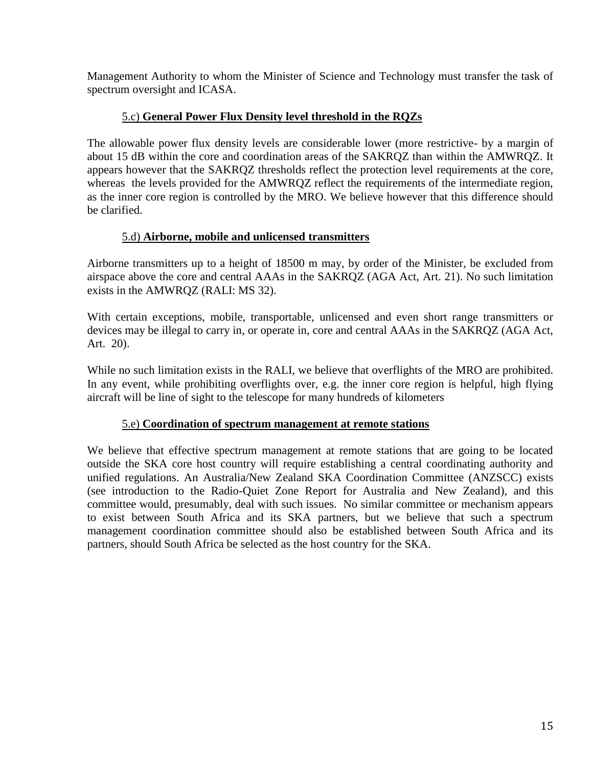Management Authority to whom the Minister of Science and Technology must transfer the task of spectrum oversight and ICASA.

### 5.c) **General Power Flux Density level threshold in the RQZs**

The allowable power flux density levels are considerable lower (more restrictive- by a margin of about 15 dB within the core and coordination areas of the SAKRQZ than within the AMWRQZ. It appears however that the SAKRQZ thresholds reflect the protection level requirements at the core, whereas the levels provided for the AMWRQZ reflect the requirements of the intermediate region, as the inner core region is controlled by the MRO. We believe however that this difference should be clarified.

### 5.d) **Airborne, mobile and unlicensed transmitters**

Airborne transmitters up to a height of 18500 m may, by order of the Minister, be excluded from airspace above the core and central AAAs in the SAKRQZ (AGA Act, Art. 21). No such limitation exists in the AMWRQZ (RALI: MS 32).

With certain exceptions, mobile, transportable, unlicensed and even short range transmitters or devices may be illegal to carry in, or operate in, core and central AAAs in the SAKRQZ (AGA Act, Art. 20).

While no such limitation exists in the RALI, we believe that overflights of the MRO are prohibited. In any event, while prohibiting overflights over, e.g. the inner core region is helpful, high flying aircraft will be line of sight to the telescope for many hundreds of kilometers

### 5.e) **Coordination of spectrum management at remote stations**

We believe that effective spectrum management at remote stations that are going to be located outside the SKA core host country will require establishing a central coordinating authority and unified regulations. An Australia/New Zealand SKA Coordination Committee (ANZSCC) exists (see introduction to the Radio-Quiet Zone Report for Australia and New Zealand), and this committee would, presumably, deal with such issues. No similar committee or mechanism appears to exist between South Africa and its SKA partners, but we believe that such a spectrum management coordination committee should also be established between South Africa and its partners, should South Africa be selected as the host country for the SKA.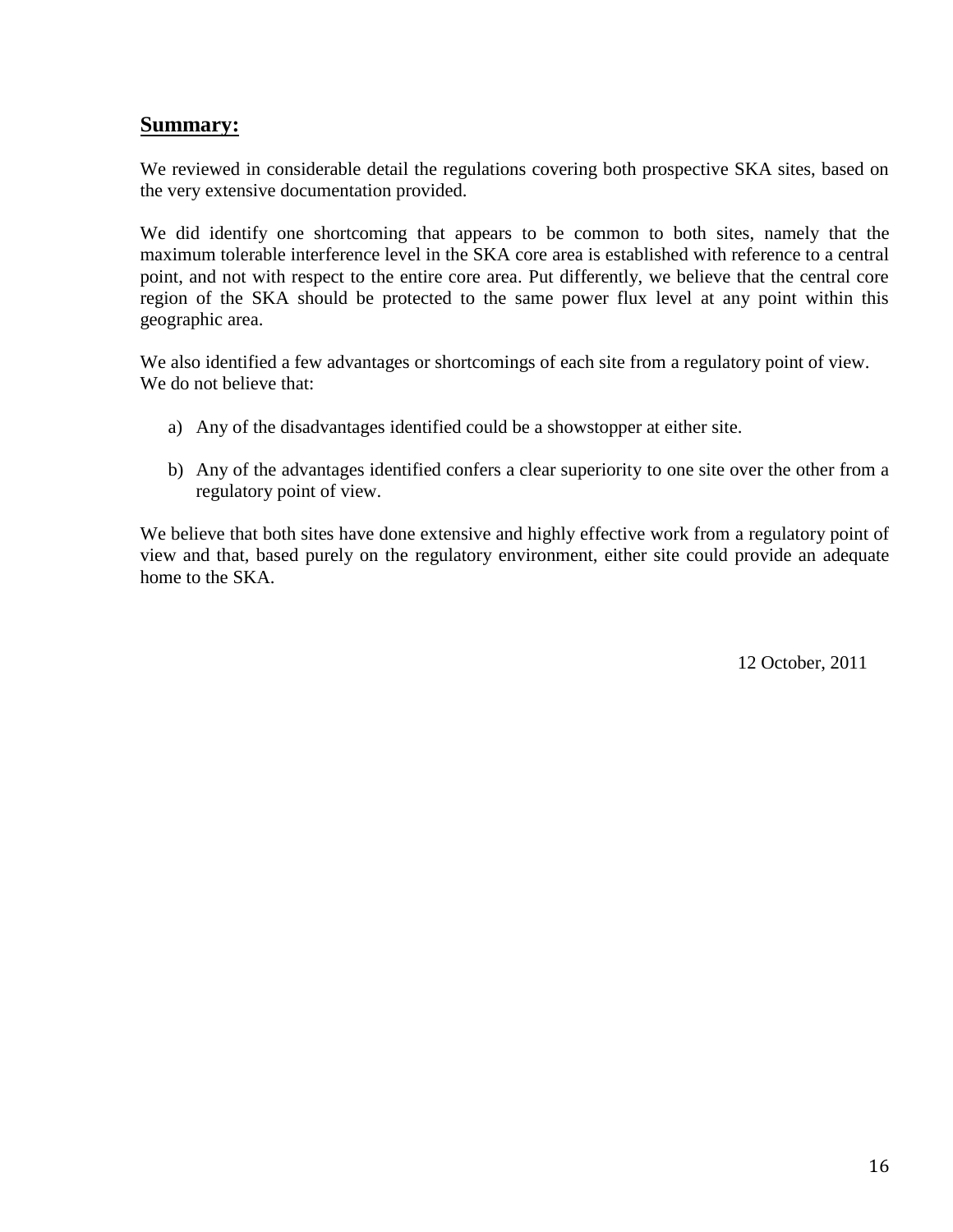## **Summary:**

We reviewed in considerable detail the regulations covering both prospective SKA sites, based on the very extensive documentation provided.

We did identify one shortcoming that appears to be common to both sites, namely that the maximum tolerable interference level in the SKA core area is established with reference to a central point, and not with respect to the entire core area. Put differently, we believe that the central core region of the SKA should be protected to the same power flux level at any point within this geographic area.

We also identified a few advantages or shortcomings of each site from a regulatory point of view. We do not believe that:

a) Any of the disadvantages identified could be a showstopper at either site.

b) Any of the advantages identified confers a clear superiority to one site over the other from a regulatory point of view.

We believe that both sites have done extensive and highly effective work from a regulatory point of view and that, based purely on the regulatory environment, either site could provide an adequate home to the SKA.

12 October, 2011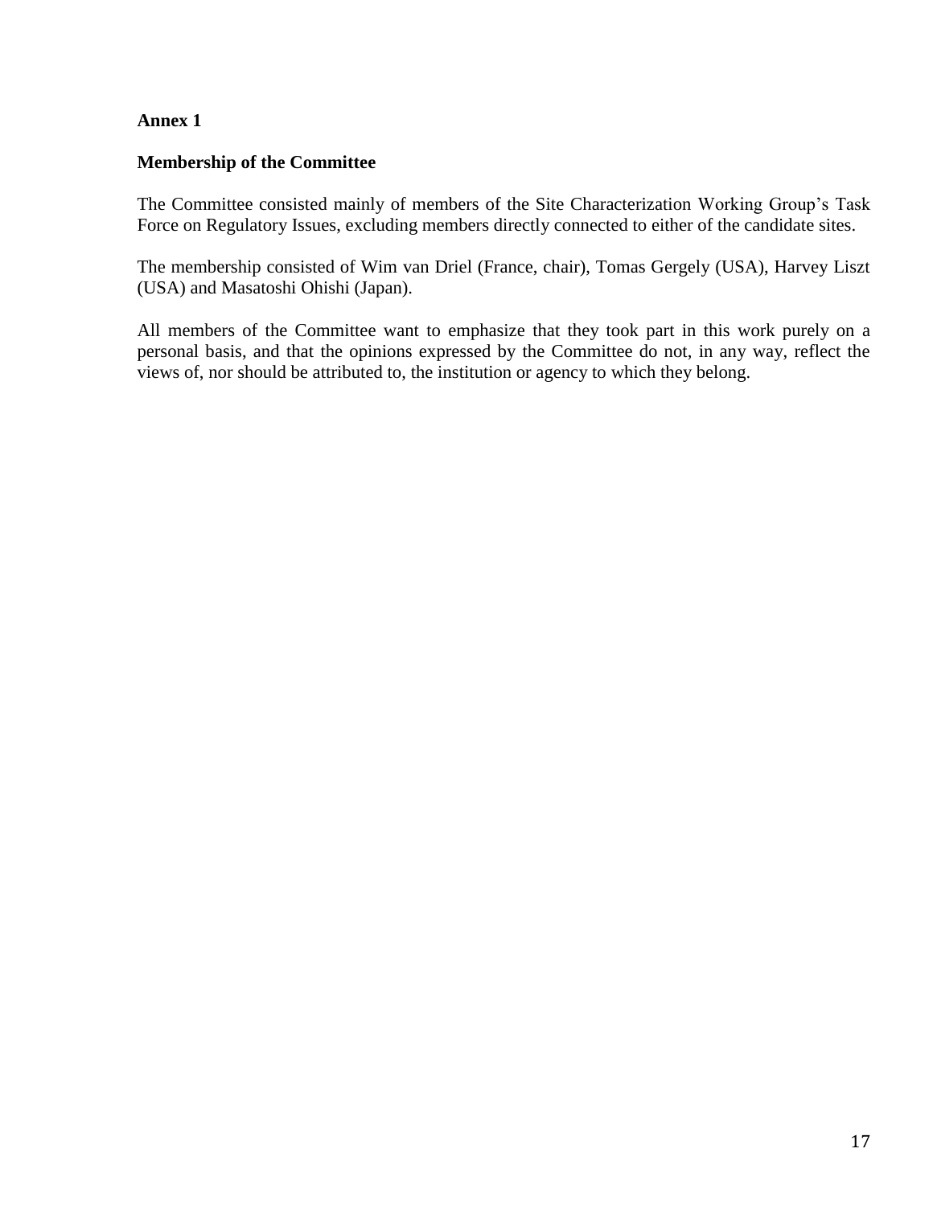**Annex 1**

**Membership of the Committee**

The Committee consisted mainly of members of the Site Characterization Working Group's Task Force on Regulatory Issues, excluding members directly connected to either of the candidate sites.

The membership consisted of Wim van Driel (France, chair), Tomas Gergely (USA), Harvey Liszt (USA) and Masatoshi Ohishi (Japan).

All members of the Committee want to emphasize that they took part in this work purely on a personal basis, and that the opinions expressed by the Committee do not, in any way, reflect the views of, nor should be attributed to, the institution or agency to which they belong.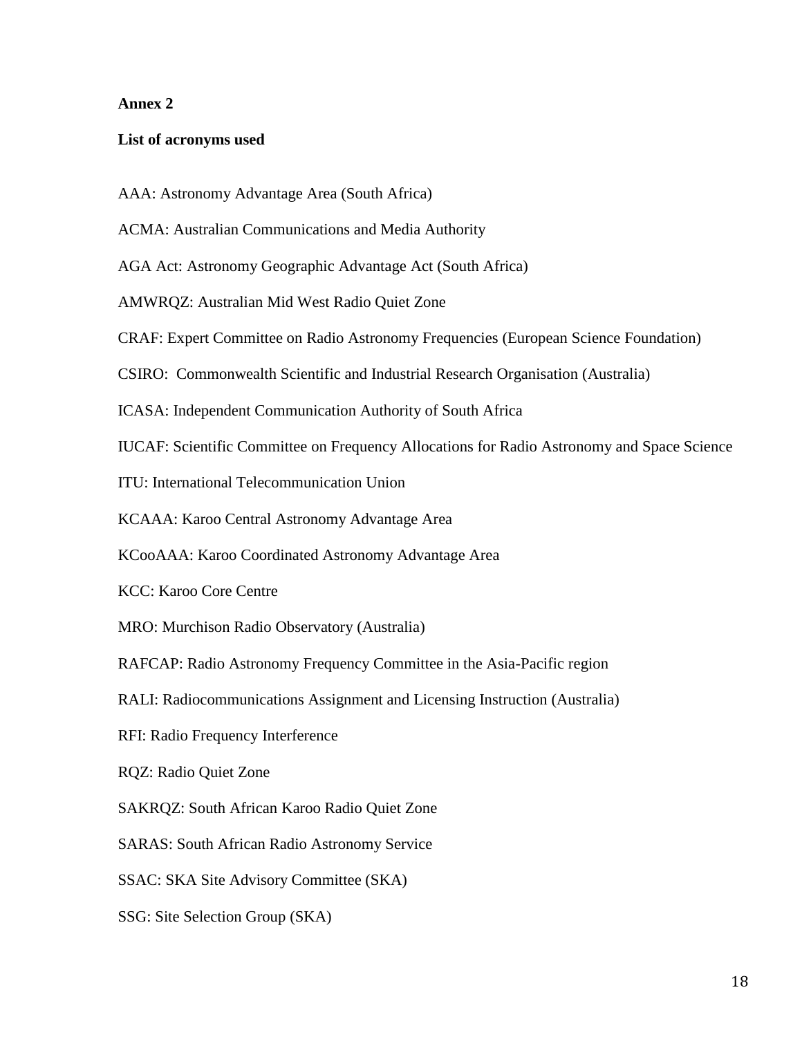**Annex 2**

**List of acronyms used**

AAA: Astronomy Advantage Area (South Africa)

ACMA: Australian Communications and Media Authority

AGA Act: Astronomy Geographic Advantage Act (South Africa)

AMWRQZ: Australian Mid West Radio Quiet Zone

CRAF: Expert Committee on Radio Astronomy Frequencies (European Science Foundation)

CSIRO: Commonwealth Scientific and Industrial Research Organisation (Australia)

ICASA: Independent Communication Authority of South Africa

IUCAF: Scientific Committee on Frequency Allocations for Radio Astronomy and Space Science

ITU: International Telecommunication Union

KCAAA: Karoo Central Astronomy Advantage Area

KCooAAA: Karoo Coordinated Astronomy Advantage Area

KCC: Karoo Core Centre

MRO: Murchison Radio Observatory (Australia)

RAFCAP: Radio Astronomy Frequency Committee in the Asia-Pacific region

RALI: Radiocommunications Assignment and Licensing Instruction (Australia)

RFI: Radio Frequency Interference

RQZ: Radio Quiet Zone

SAKRQZ: South African Karoo Radio Quiet Zone

SARAS: South African Radio Astronomy Service

SSAC: SKA Site Advisory Committee (SKA)

SSG: Site Selection Group (SKA)